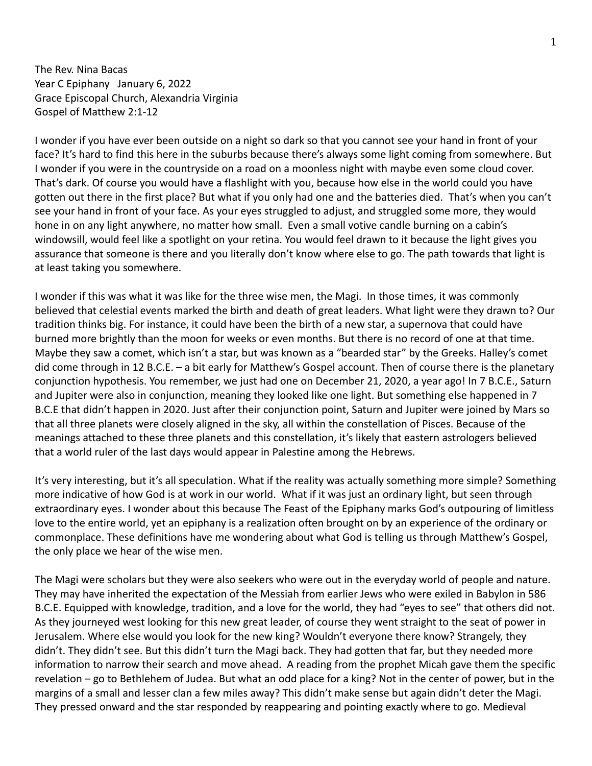The Rev. Nina Bacas
Year C Epiphany January 6, 2022
Grace Episcopal Church, Alexandria Virginia
Gospel of Matthew 2:1-12

I wonder if you have ever been outside on a night so dark so that you cannot see your hand in front of your face? It's hard to find this here in the suburbs because there's always some light coming from somewhere. But I wonder if you were in the countryside on a road on a moonless night with maybe even some cloud cover. That's dark. Of course you would have a flashlight with you, because how else in the world could you have gotten out there in the first place? But what if you only had one and the batteries died. That's when you can't see your hand in front of your face. As your eyes struggled to adjust, and struggled some more, they would hone in on any light anywhere, no matter how small. Even a small votive candle burning on a cabin's windowsill, would feel like a spotlight on your retina. You would feel drawn to it because the light gives you assurance that someone is there and you literally don't know where else to go. The path towards that light is at least taking you somewhere.

I wonder if this was what it was like for the three wise men, the Magi. In those times, it was commonly believed that celestial events marked the birth and death of great leaders. What light were they drawn to? Our tradition thinks big. For instance, it could have been the birth of a new star, a supernova that could have burned more brightly than the moon for weeks or even months. But there is no record of one at that time. Maybe they saw a comet, which isn't a star, but was known as a "bearded star" by the Greeks. Halley's comet did come through in 12 B.C.E. – a bit early for Matthew's Gospel account. Then of course there is the planetary conjunction hypothesis. You remember, we just had one on December 21, 2020, a year ago! In 7 B.C.E., Saturn and Jupiter were also in conjunction, meaning they looked like one light. But something else happened in 7 B.C.E that didn't happen in 2020. Just after their conjunction point, Saturn and Jupiter were joined by Mars so that all three planets were closely aligned in the sky, all within the constellation of Pisces. Because of the meanings attached to these three planets and this constellation, it's likely that eastern astrologers believed that a world ruler of the last days would appear in Palestine among the Hebrews.

It's very interesting, but it's all speculation. What if the reality was actually something more simple? Something more indicative of how God is at work in our world. What if it was just an ordinary light, but seen through extraordinary eyes. I wonder about this because The Feast of the Epiphany marks God's outpouring of limitless love to the entire world, yet an epiphany is a realization often brought on by an experience of the ordinary or commonplace. These definitions have me wondering about what God is telling us through Matthew's Gospel, the only place we hear of the wise men.

The Magi were scholars but they were also seekers who were out in the everyday world of people and nature. They may have inherited the expectation of the Messiah from earlier Jews who were exiled in Babylon in 586 B.C.E. Equipped with knowledge, tradition, and a love for the world, they had "eyes to see" that others did not. As they journeyed west looking for this new great leader, of course they went straight to the seat of power in Jerusalem. Where else would you look for the new king? Wouldn't everyone there know? Strangely, they didn't. They didn't see. But this didn't turn the Magi back. They had gotten that far, but they needed more information to narrow their search and move ahead. A reading from the prophet Micah gave them the specific revelation – go to Bethlehem of Judea. But what an odd place for a king? Not in the center of power, but in the margins of a small and lesser clan a few miles away? This didn't make sense but again didn't deter the Magi. They pressed onward and the star responded by reappearing and pointing exactly where to go. Medieval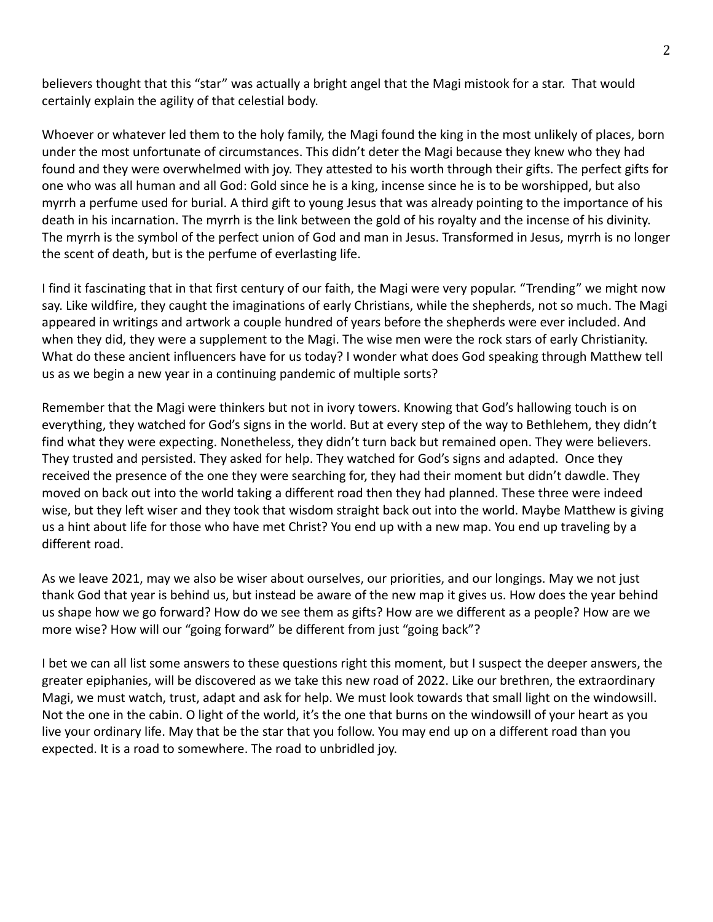believers thought that this “star” was actually a bright angel that the Magi mistook for a star. That would certainly explain the agility of that celestial body.

Whoever or whatever led them to the holy family, the Magi found the king in the most unlikely of places, born under the most unfortunate of circumstances. This didn’t deter the Magi because they knew who they had found and they were overwhelmed with joy. They attested to his worth through their gifts. The perfect gifts for one who was all human and all God: Gold since he is a king, incense since he is to be worshipped, but also myrrh a perfume used for burial. A third gift to young Jesus that was already pointing to the importance of his death in his incarnation. The myrrh is the link between the gold of his royalty and the incense of his divinity. The myrrh is the symbol of the perfect union of God and man in Jesus. Transformed in Jesus, myrrh is no longer the scent of death, but is the perfume of everlasting life.

I find it fascinating that in that first century of our faith, the Magi were very popular. “Trending” we might now say. Like wildfire, they caught the imaginations of early Christians, while the shepherds, not so much. The Magi appeared in writings and artwork a couple hundred of years before the shepherds were ever included. And when they did, they were a supplement to the Magi. The wise men were the rock stars of early Christianity. What do these ancient influencers have for us today? I wonder what does God speaking through Matthew tell us as we begin a new year in a continuing pandemic of multiple sorts?

Remember that the Magi were thinkers but not in ivory towers. Knowing that God’s hallowing touch is on everything, they watched for God’s signs in the world. But at every step of the way to Bethlehem, they didn’t find what they were expecting. Nonetheless, they didn’t turn back but remained open. They were believers. They trusted and persisted. They asked for help. They watched for God’s signs and adapted. Once they received the presence of the one they were searching for, they had their moment but didn’t dawdle. They moved on back out into the world taking a different road then they had planned. These three were indeed wise, but they left wiser and they took that wisdom straight back out into the world. Maybe Matthew is giving us a hint about life for those who have met Christ? You end up with a new map. You end up traveling by a different road.

As we leave 2021, may we also be wiser about ourselves, our priorities, and our longings. May we not just thank God that year is behind us, but instead be aware of the new map it gives us. How does the year behind us shape how we go forward? How do we see them as gifts? How are we different as a people? How are we more wise? How will our “going forward” be different from just “going back”?

I bet we can all list some answers to these questions right this moment, but I suspect the deeper answers, the greater epiphanies, will be discovered as we take this new road of 2022. Like our brethren, the extraordinary Magi, we must watch, trust, adapt and ask for help. We must look towards that small light on the windowsill. Not the one in the cabin. O light of the world, it’s the one that burns on the windowsill of your heart as you live your ordinary life. May that be the star that you follow. You may end up on a different road than you expected. It is a road to somewhere. The road to unbridled joy.